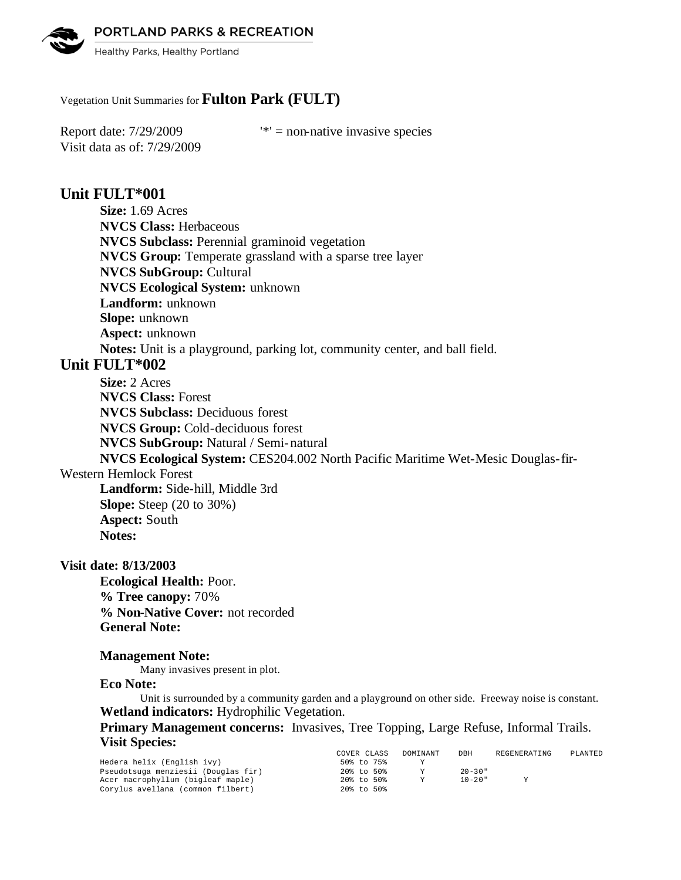Vegetation Unit Summaries for **Fulton Park (FULT)**

Report date: 7/29/2009 '*' = non-native invasive species
Visit data as of: 7/29/2009

## Unit FULT*001

**Size:** 1.69 Acres
**NVCS Class:** Herbaceous
**NVCS Subclass:** Perennial graminoid vegetation
**NVCS Group:** Temperate grassland with a sparse tree layer
**NVCS SubGroup:** Cultural
**NVCS Ecological System:** unknown
**Landform:** unknown
**Slope:** unknown
**Aspect:** unknown
**Notes:** Unit is a playground, parking lot, community center, and ball field.

## Unit FULT*002

**Size:** 2 Acres
**NVCS Class:** Forest
**NVCS Subclass:** Deciduous forest
**NVCS Group:** Cold-deciduous forest
**NVCS SubGroup:** Natural / Semi-natural
**NVCS Ecological System:** CES204.002 North Pacific Maritime Wet-Mesic Douglas-fir-Western Hemlock Forest
**Landform:** Side-hill, Middle 3rd
**Slope:** Steep (20 to 30%)
**Aspect:** South
**Notes:**

### Visit date: 8/13/2003

**Ecological Health:** Poor.
**% Tree canopy:** 70%
**% Non-Native Cover:** not recorded
**General Note:**

**Management Note:**
Many invasives present in plot.

**Eco Note:**
Unit is surrounded by a community garden and a playground on other side. Freeway noise is constant.

**Wetland indicators:** Hydrophilic Vegetation.
**Primary Management concerns:** Invasives, Tree Topping, Large Refuse, Informal Trails.
**Visit Species:**

| | COVER CLASS | DOMINANT | DBH | REGENERATING | PLANTED |
|---|---|---|---|---|---|
| Hedera helix (English ivy) | 50% to 75% | Y | | | |
| Pseudotsuga menziesii (Douglas fir) | 20% to 50% | Y | 20-30" | | |
| Acer macrophyllum (bigleaf maple) | 20% to 50% | Y | 10-20" | Y | |
| Corylus avellana (common filbert) | 20% to 50% | | | | |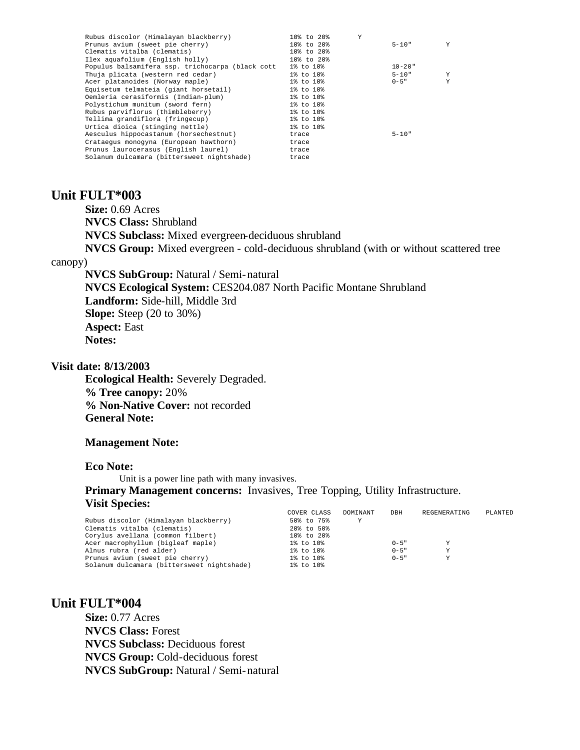| | | | | | |
|---|---|---|---|---|---|
| Rubus discolor (Himalayan blackberry) | 10% to 20% | Y | | | |
| Prunus avium (sweet pie cherry) | 10% to 20% | | 5-10" | Y | |
| Clematis vitalba (clematis) | 10% to 20% | | | | |
| Ilex aquafolium (English holly) | 10% to 20% | | | | |
| Populus balsamifera ssp. trichocarpa (black cott | 1% to 10% | | 10-20" | | |
| Thuja plicata (western red cedar) | 1% to 10% | | 5-10" | Y | |
| Acer platanoides (Norway maple) | 1% to 10% | | 0-5" | Y | |
| Equisetum telmateia (giant horsetail) | 1% to 10% | | | | |
| Oemleria cerasiformis (Indian-plum) | 1% to 10% | | | | |
| Polystichum munitum (sword fern) | 1% to 10% | | | | |
| Rubus parviflorus (thimbleberry) | 1% to 10% | | | | |
| Tellima grandiflora (fringecup) | 1% to 10% | | | | |
| Urtica dioica (stinging nettle) | 1% to 10% | | | | |
| Aesculus hippocastanum (horsechestnut) | trace | | 5-10" | | |
| Crataegus monogyna (European hawthorn) | trace | | | | |
| Prunus laurocerasus (English laurel) | trace | | | | |
| Solanum dulcamara (bittersweet nightshade) | trace | | | | |

## Unit FULT*003

**Size:** 0.69 Acres
**NVCS Class:** Shrubland
**NVCS Subclass:** Mixed evergreen-deciduous shrubland
**NVCS Group:** Mixed evergreen - cold-deciduous shrubland (with or without scattered tree canopy)
**NVCS SubGroup:** Natural / Semi-natural
**NVCS Ecological System:** CES204.087 North Pacific Montane Shrubland
**Landform:** Side-hill, Middle 3rd
**Slope:** Steep (20 to 30%)
**Aspect:** East
**Notes:**

### Visit date: 8/13/2003

**Ecological Health:** Severely Degraded.
**% Tree canopy:** 20%
**% Non-Native Cover:** not recorded
**General Note:**

**Management Note:**

**Eco Note:**
Unit is a power line path with many invasives.
**Primary Management concerns:** Invasives, Tree Topping, Utility Infrastructure.
**Visit Species:**

| | COVER CLASS | DOMINANT | DBH | REGENERATING | PLANTED |
|---|---|---|---|---|---|
| Rubus discolor (Himalayan blackberry) | 50% to 75% | Y | | | |
| Clematis vitalba (clematis) | 20% to 50% | | | | |
| Corylus avellana (common filbert) | 10% to 20% | | | | |
| Acer macrophyllum (bigleaf maple) | 1% to 10% | | 0-5" | Y | |
| Alnus rubra (red alder) | 1% to 10% | | 0-5" | Y | |
| Prunus avium (sweet pie cherry) | 1% to 10% | | 0-5" | Y | |
| Solanum dulcamara (bittersweet nightshade) | 1% to 10% | | | | |

## Unit FULT*004

**Size:** 0.77 Acres
**NVCS Class:** Forest
**NVCS Subclass:** Deciduous forest
**NVCS Group:** Cold-deciduous forest
**NVCS SubGroup:** Natural / Semi-natural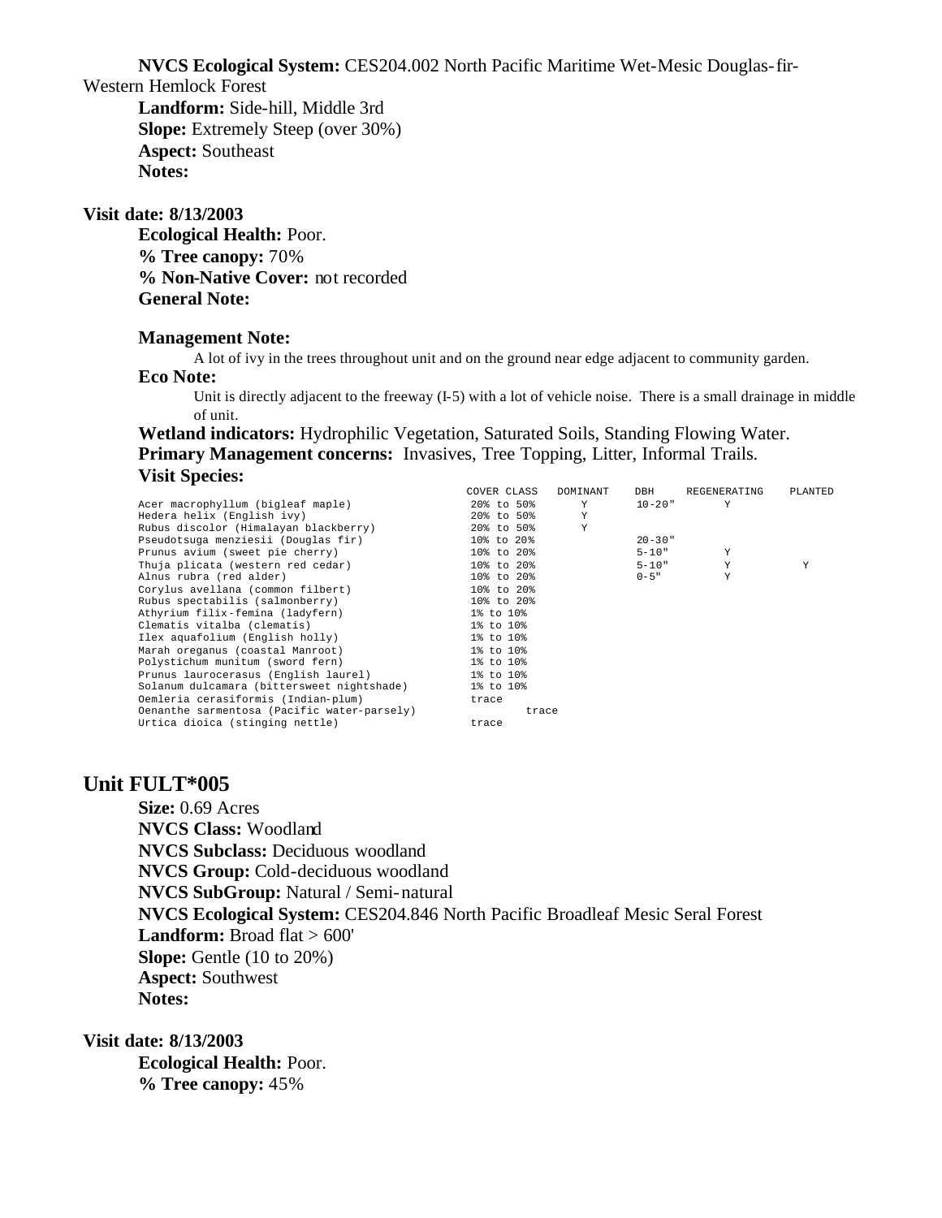**NVCS Ecological System:** CES204.002 North Pacific Maritime Wet-Mesic Douglas-fir-Western Hemlock Forest

**Landform:** Side-hill, Middle 3rd
**Slope:** Extremely Steep (over 30%)
**Aspect:** Southeast
**Notes:**

**Visit date: 8/13/2003**

**Ecological Health:** Poor.
**% Tree canopy:** 70%
**% Non-Native Cover:** not recorded
**General Note:**

**Management Note:**

A lot of ivy in the trees throughout unit and on the ground near edge adjacent to community garden.

**Eco Note:**

Unit is directly adjacent to the freeway (I-5) with a lot of vehicle noise. There is a small drainage in middle of unit.

**Wetland indicators:** Hydrophilic Vegetation, Saturated Soils, Standing Flowing Water.
**Primary Management concerns:** Invasives, Tree Topping, Litter, Informal Trails.
**Visit Species:**

| | COVER CLASS | DOMINANT | DBH | REGENERATING | PLANTED |
|---|---|---|---|---|---|
| Acer macrophyllum (bigleaf maple) | 20% to 50% | Y | 10-20" | Y | |
| Hedera helix (English ivy) | 20% to 50% | Y | | | |
| Rubus discolor (Himalayan blackberry) | 20% to 50% | Y | | | |
| Pseudotsuga menziesii (Douglas fir) | 10% to 20% | | 20-30" | | |
| Prunus avium (sweet pie cherry) | 10% to 20% | | 5-10" | Y | |
| Thuja plicata (western red cedar) | 10% to 20% | | 5-10" | Y | Y |
| Alnus rubra (red alder) | 10% to 20% | | 0-5" | Y | |
| Corylus avellana (common filbert) | 10% to 20% | | | | |
| Rubus spectabilis (salmonberry) | 10% to 20% | | | | |
| Athyrium filix-femina (ladyfern) | 1% to 10% | | | | |
| Clematis vitalba (clematis) | 1% to 10% | | | | |
| Ilex aquafolium (English holly) | 1% to 10% | | | | |
| Marah oreganus (coastal Manroot) | 1% to 10% | | | | |
| Polystichum munitum (sword fern) | 1% to 10% | | | | |
| Prunus laurocerasus (English laurel) | 1% to 10% | | | | |
| Solanum dulcamara (bittersweet nightshade) | 1% to 10% | | | | |
| Oemleria cerasiformis (Indian-plum) | trace | | | | |
| Oenanthe sarmentosa (Pacific water-parsely) | trace | | | | |
| Urtica dioica (stinging nettle) | trace | | | | |

## Unit FULT*005

**Size:** 0.69 Acres
**NVCS Class:** Woodland
**NVCS Subclass:** Deciduous woodland
**NVCS Group:** Cold-deciduous woodland
**NVCS SubGroup:** Natural / Semi-natural
**NVCS Ecological System:** CES204.846 North Pacific Broadleaf Mesic Seral Forest
**Landform:** Broad flat > 600'
**Slope:** Gentle (10 to 20%)
**Aspect:** Southwest
**Notes:**

**Visit date: 8/13/2003**

**Ecological Health:** Poor.
**% Tree canopy:** 45%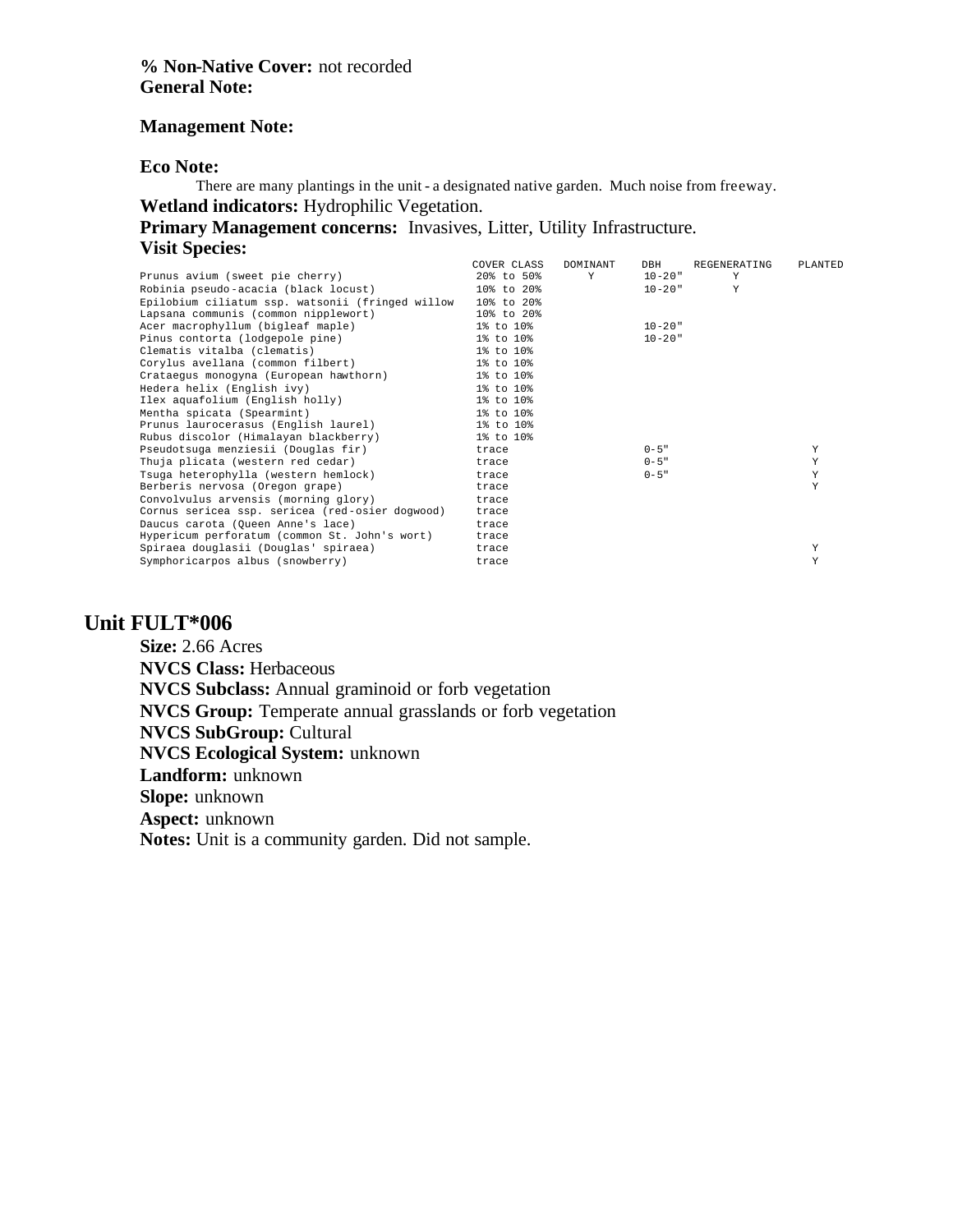**% Non-Native Cover:** not recorded
**General Note:**

**Management Note:**

**Eco Note:**

There are many plantings in the unit - a designated native garden. Much noise from freeway.

**Wetland indicators:** Hydrophilic Vegetation.
**Primary Management concerns:** Invasives, Litter, Utility Infrastructure.
**Visit Species:**

| | COVER CLASS | DOMINANT | DBH | REGENERATING | PLANTED |
|---|---|---|---|---|---|
| Prunus avium (sweet pie cherry) | 20% to 50% | Y | 10-20" | Y | |
| Robinia pseudo-acacia (black locust) | 10% to 20% | | 10-20" | Y | |
| Epilobium ciliatum ssp. watsonii (fringed willow | 10% to 20% | | | | |
| Lapsana communis (common nipplewort) | 10% to 20% | | | | |
| Acer macrophyllum (bigleaf maple) | 1% to 10% | | 10-20" | | |
| Pinus contorta (lodgepole pine) | 1% to 10% | | 10-20" | | |
| Clematis vitalba (clematis) | 1% to 10% | | | | |
| Corylus avellana (common filbert) | 1% to 10% | | | | |
| Crataegus monogyna (European hawthorn) | 1% to 10% | | | | |
| Hedera helix (English ivy) | 1% to 10% | | | | |
| Ilex aquafolium (English holly) | 1% to 10% | | | | |
| Mentha spicata (Spearmint) | 1% to 10% | | | | |
| Prunus laurocerasus (English laurel) | 1% to 10% | | | | |
| Rubus discolor (Himalayan blackberry) | 1% to 10% | | | | |
| Pseudotsuga menziesii (Douglas fir) | trace | | 0-5" | | Y |
| Thuja plicata (western red cedar) | trace | | 0-5" | | Y |
| Tsuga heterophylla (western hemlock) | trace | | 0-5" | | Y |
| Berberis nervosa (Oregon grape) | trace | | | | Y |
| Convolvulus arvensis (morning glory) | trace | | | | |
| Cornus sericea ssp. sericea (red-osier dogwood) | trace | | | | |
| Daucus carota (Queen Anne's lace) | trace | | | | |
| Hypericum perforatum (common St. John's wort) | trace | | | | |
| Spiraea douglasii (Douglas' spiraea) | trace | | | | Y |
| Symphoricarpos albus (snowberry) | trace | | | | Y |

## Unit FULT*006

**Size:** 2.66 Acres
**NVCS Class:** Herbaceous
**NVCS Subclass:** Annual graminoid or forb vegetation
**NVCS Group:** Temperate annual grasslands or forb vegetation
**NVCS SubGroup:** Cultural
**NVCS Ecological System:** unknown
**Landform:** unknown
**Slope:** unknown
**Aspect:** unknown
**Notes:** Unit is a community garden. Did not sample.